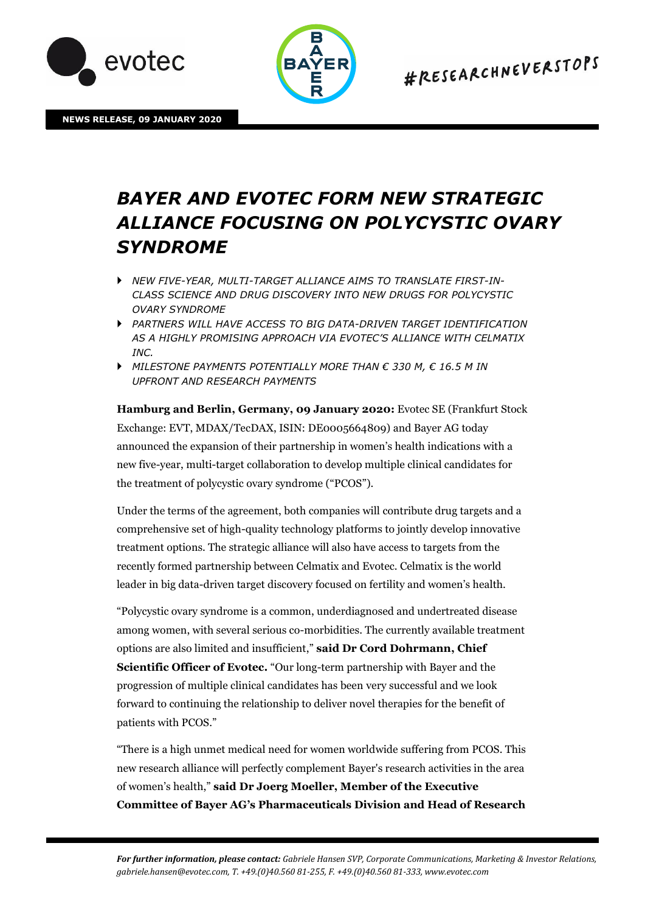**NEWS RELEASE, 09 JANUARY 2020**

# *BAYER AND EVOTEC FORM NEW STRATEGIC ALLIANCE FOCUSING ON POLYCYSTIC OVARY SYNDROME*

- *NEW FIVE-YEAR, MULTI-TARGET ALLIANCE AIMS TO TRANSLATE FIRST-IN-CLASS SCIENCE AND DRUG DISCOVERY INTO NEW DRUGS FOR POLYCYSTIC OVARY SYNDROME*
- *PARTNERS WILL HAVE ACCESS TO BIG DATA-DRIVEN TARGET IDENTIFICATION AS A HIGHLY PROMISING APPROACH VIA EVOTEC'S ALLIANCE WITH CELMATIX INC.*
- *MILESTONE PAYMENTS POTENTIALLY MORE THAN € 330 M, € 16.5 M IN UPFRONT AND RESEARCH PAYMENTS*

**Hamburg and Berlin, Germany, 09 January 2020:** Evotec SE (Frankfurt Stock Exchange: EVT, MDAX/TecDAX, ISIN: DE0005664809) and Bayer AG today announced the expansion of their partnership in women's health indications with a new five-year, multi-target collaboration to develop multiple clinical candidates for the treatment of polycystic ovary syndrome ("PCOS").

Under the terms of the agreement, both companies will contribute drug targets and a comprehensive set of high-quality technology platforms to jointly develop innovative treatment options. The strategic alliance will also have access to targets from the recently formed partnership between Celmatix and Evotec. Celmatix is the world leader in big data-driven target discovery focused on fertility and women's health.

"Polycystic ovary syndrome is a common, underdiagnosed and undertreated disease among women, with several serious co-morbidities. The currently available treatment options are also limited and insufficient," **said Dr Cord Dohrmann, Chief Scientific Officer of Evotec.** "Our long-term partnership with Bayer and the progression of multiple clinical candidates has been very successful and we look forward to continuing the relationship to deliver novel therapies for the benefit of patients with PCOS."

"There is a high unmet medical need for women worldwide suffering from PCOS. This new research alliance will perfectly complement Bayer's research activities in the area of women's health," **said Dr Joerg Moeller, Member of the Executive Committee of Bayer AG's Pharmaceuticals Division and Head of Research**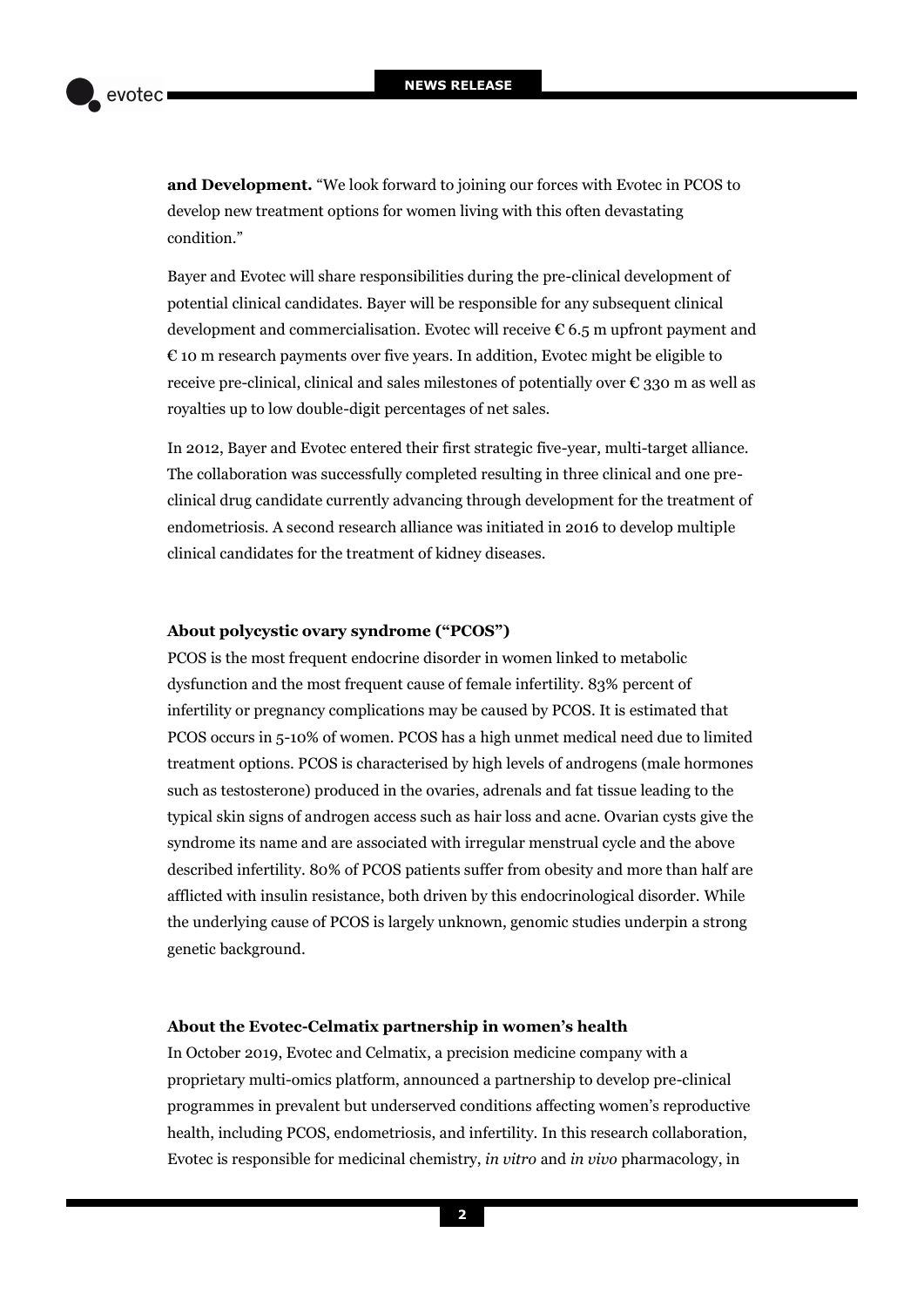**and Development.** "We look forward to joining our forces with Evotec in PCOS to develop new treatment options for women living with this often devastating condition."

Bayer and Evotec will share responsibilities during the pre-clinical development of potential clinical candidates. Bayer will be responsible for any subsequent clinical development and commercialisation. Evotec will receive € 6.5 m upfront payment and € 10 m research payments over five years. In addition, Evotec might be eligible to receive pre-clinical, clinical and sales milestones of potentially over € 330 m as well as royalties up to low double-digit percentages of net sales.

In 2012, Bayer and Evotec entered their first strategic five-year, multi-target alliance. The collaboration was successfully completed resulting in three clinical and one pre-clinical drug candidate currently advancing through development for the treatment of endometriosis. A second research alliance was initiated in 2016 to develop multiple clinical candidates for the treatment of kidney diseases.

**About polycystic ovary syndrome ("PCOS")**

PCOS is the most frequent endocrine disorder in women linked to metabolic dysfunction and the most frequent cause of female infertility. 83% percent of infertility or pregnancy complications may be caused by PCOS. It is estimated that PCOS occurs in 5-10% of women. PCOS has a high unmet medical need due to limited treatment options. PCOS is characterised by high levels of androgens (male hormones such as testosterone) produced in the ovaries, adrenals and fat tissue leading to the typical skin signs of androgen access such as hair loss and acne. Ovarian cysts give the syndrome its name and are associated with irregular menstrual cycle and the above described infertility. 80% of PCOS patients suffer from obesity and more than half are afflicted with insulin resistance, both driven by this endocrinological disorder. While the underlying cause of PCOS is largely unknown, genomic studies underpin a strong genetic background.

**About the Evotec-Celmatix partnership in women's health**

In October 2019, Evotec and Celmatix, a precision medicine company with a proprietary multi-omics platform, announced a partnership to develop pre-clinical programmes in prevalent but underserved conditions affecting women's reproductive health, including PCOS, endometriosis, and infertility. In this research collaboration, Evotec is responsible for medicinal chemistry, *in vitro* and *in vivo* pharmacology, in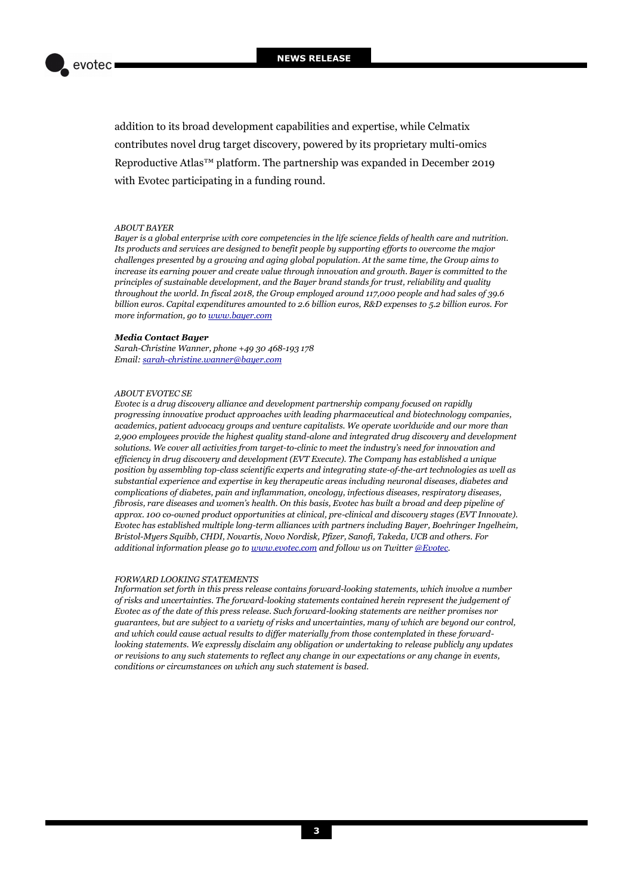addition to its broad development capabilities and expertise, while Celmatix contributes novel drug target discovery, powered by its proprietary multi-omics Reproductive Atlas™ platform. The partnership was expanded in December 2019 with Evotec participating in a funding round.

*ABOUT BAYER*
*Bayer is a global enterprise with core competencies in the life science fields of health care and nutrition. Its products and services are designed to benefit people by supporting efforts to overcome the major challenges presented by a growing and aging global population. At the same time, the Group aims to increase its earning power and create value through innovation and growth. Bayer is committed to the principles of sustainable development, and the Bayer brand stands for trust, reliability and quality throughout the world. In fiscal 2018, the Group employed around 117,000 people and had sales of 39.6 billion euros. Capital expenditures amounted to 2.6 billion euros, R&D expenses to 5.2 billion euros. For more information, go to [www.bayer.com](http://www.bayer.com)*

***Media Contact Bayer***
*Sarah-Christine Wanner, phone +49 30 468-193 178*
*Email: [sarah-christine.wanner@bayer.com](mailto:sarah-christine.wanner@bayer.com)*

*ABOUT EVOTEC SE*
*Evotec is a drug discovery alliance and development partnership company focused on rapidly progressing innovative product approaches with leading pharmaceutical and biotechnology companies, academics, patient advocacy groups and venture capitalists. We operate worldwide and our more than 2,900 employees provide the highest quality stand-alone and integrated drug discovery and development solutions. We cover all activities from target-to-clinic to meet the industry's need for innovation and efficiency in drug discovery and development (EVT Execute). The Company has established a unique position by assembling top-class scientific experts and integrating state-of-the-art technologies as well as substantial experience and expertise in key therapeutic areas including neuronal diseases, diabetes and complications of diabetes, pain and inflammation, oncology, infectious diseases, respiratory diseases, fibrosis, rare diseases and women's health. On this basis, Evotec has built a broad and deep pipeline of approx. 100 co-owned product opportunities at clinical, pre-clinical and discovery stages (EVT Innovate). Evotec has established multiple long-term alliances with partners including Bayer, Boehringer Ingelheim, Bristol-Myers Squibb, CHDI, Novartis, Novo Nordisk, Pfizer, Sanofi, Takeda, UCB and others. For additional information please go to [www.evotec.com](http://www.evotec.com) and follow us on Twitter [@Evotec](https://twitter.com/Evotec).*

*FORWARD LOOKING STATEMENTS*
*Information set forth in this press release contains forward-looking statements, which involve a number of risks and uncertainties. The forward-looking statements contained herein represent the judgement of Evotec as of the date of this press release. Such forward-looking statements are neither promises nor guarantees, but are subject to a variety of risks and uncertainties, many of which are beyond our control, and which could cause actual results to differ materially from those contemplated in these forward-looking statements. We expressly disclaim any obligation or undertaking to release publicly any updates or revisions to any such statements to reflect any change in our expectations or any change in events, conditions or circumstances on which any such statement is based.*